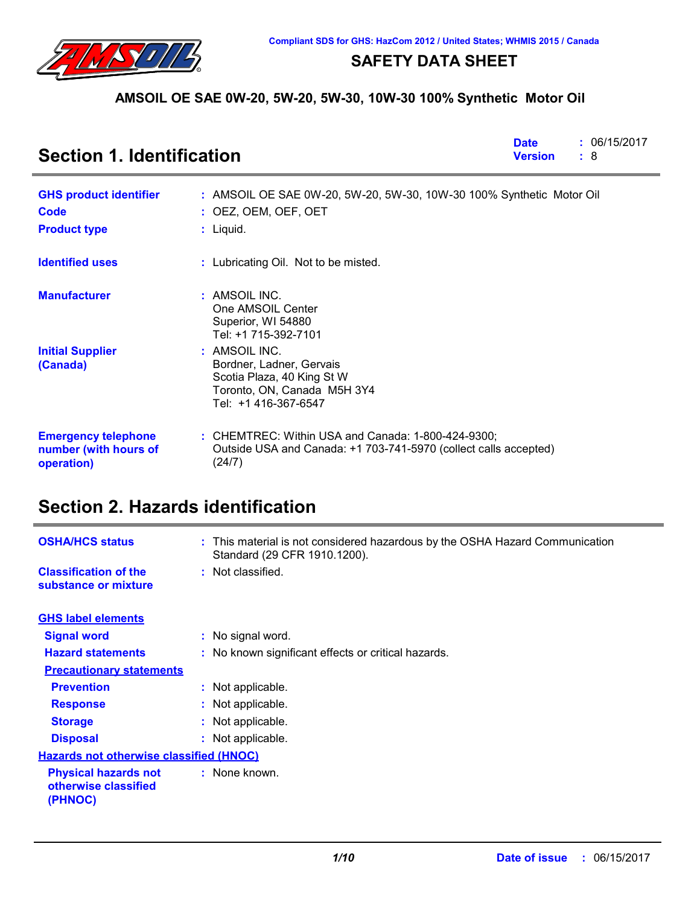Compliant SDS for GHS: HazCom 2012 / United States; WHMIS 2015 / Canada

# SAFETY DATA SHEET

## AMSOIL OE SAE 0W-20, 5W-20, 5W-30, 10W-30 100% Synthetic Motor Oil

## Section 1. Identification

**Date** : 06/15/2017
**Version** : 8

**GHS product identifier** : AMSOIL OE SAE 0W-20, 5W-20, 5W-30, 10W-30 100% Synthetic Motor Oil

**Code** : OEZ, OEM, OEF, OET

**Product type** : Liquid.

**Identified uses** : Lubricating Oil. Not to be misted.

**Manufacturer** : AMSOIL INC.
One AMSOIL Center
Superior, WI 54880
Tel: +1 715-392-7101

**Initial Supplier (Canada)** : AMSOIL INC.
Bordner, Ladner, Gervais
Scotia Plaza, 40 King St W
Toronto, ON, Canada M5H 3Y4
Tel: +1 416-367-6547

**Emergency telephone number (with hours of operation)** : CHEMTREC: Within USA and Canada: 1-800-424-9300;
Outside USA and Canada: +1 703-741-5970 (collect calls accepted)
(24/7)

## Section 2. Hazards identification

**OSHA/HCS status** : This material is not considered hazardous by the OSHA Hazard Communication Standard (29 CFR 1910.1200).

**Classification of the substance or mixture** : Not classified.

**GHS label elements**

**Signal word** : No signal word.

**Hazard statements** : No known significant effects or critical hazards.

**Precautionary statements**

**Prevention** : Not applicable.

**Response** : Not applicable.

**Storage** : Not applicable.

**Disposal** : Not applicable.

**Hazards not otherwise classified (HNOC)**

**Physical hazards not otherwise classified (PHNOC)** : None known.

**Date of issue** : 06/15/2017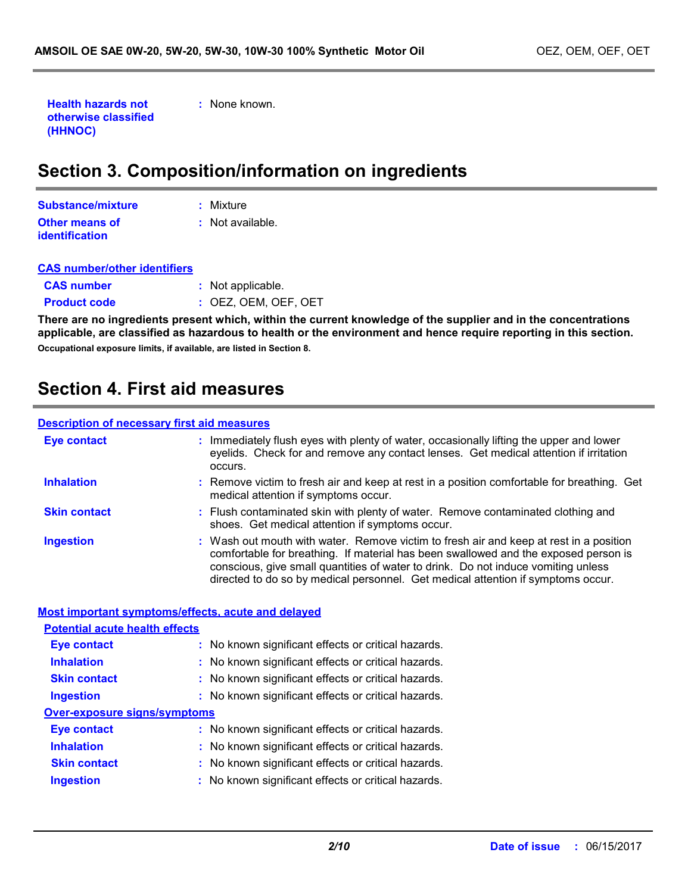**Health hazards not otherwise classified (HHNOC)** : None known.

## Section 3. Composition/information on ingredients

**Substance/mixture** : Mixture

**Other means of identification** : Not available.

**CAS number/other identifiers**

**CAS number** : Not applicable.

**Product code** : OEZ, OEM, OEF, OET

**There are no ingredients present which, within the current knowledge of the supplier and in the concentrations applicable, are classified as hazardous to health or the environment and hence require reporting in this section.**

**Occupational exposure limits, if available, are listed in Section 8.**

## Section 4. First aid measures

**Description of necessary first aid measures**

**Eye contact** : Immediately flush eyes with plenty of water, occasionally lifting the upper and lower eyelids. Check for and remove any contact lenses. Get medical attention if irritation occurs.

**Inhalation** : Remove victim to fresh air and keep at rest in a position comfortable for breathing. Get medical attention if symptoms occur.

**Skin contact** : Flush contaminated skin with plenty of water. Remove contaminated clothing and shoes. Get medical attention if symptoms occur.

**Ingestion** : Wash out mouth with water. Remove victim to fresh air and keep at rest in a position comfortable for breathing. If material has been swallowed and the exposed person is conscious, give small quantities of water to drink. Do not induce vomiting unless directed to do so by medical personnel. Get medical attention if symptoms occur.

**Most important symptoms/effects, acute and delayed**

**Potential acute health effects**

**Eye contact** : No known significant effects or critical hazards.

**Inhalation** : No known significant effects or critical hazards.

**Skin contact** : No known significant effects or critical hazards.

**Ingestion** : No known significant effects or critical hazards.

**Over-exposure signs/symptoms**

**Eye contact** : No known significant effects or critical hazards.

**Inhalation** : No known significant effects or critical hazards.

**Skin contact** : No known significant effects or critical hazards.

**Ingestion** : No known significant effects or critical hazards.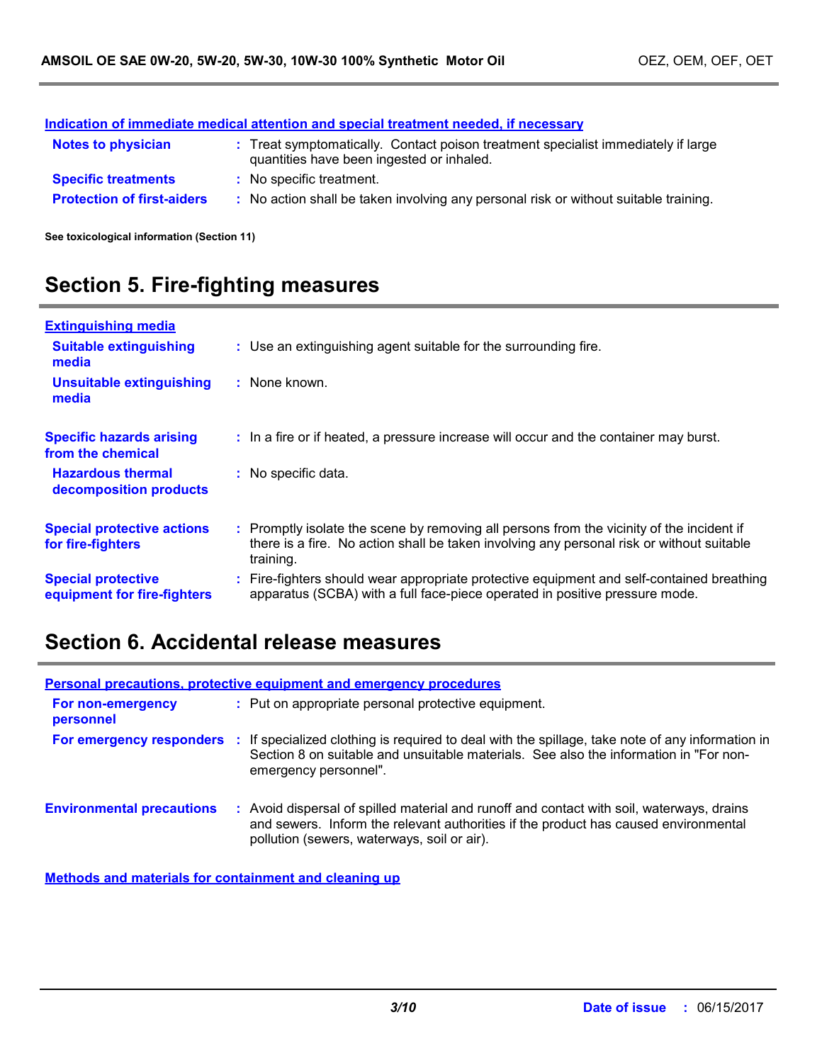### Indication of immediate medical attention and special treatment needed, if necessary

| | |
|---|---|
| **Notes to physician** | : Treat symptomatically. Contact poison treatment specialist immediately if large quantities have been ingested or inhaled. |
| **Specific treatments** | : No specific treatment. |
| **Protection of first-aiders** | : No action shall be taken involving any personal risk or without suitable training. |

**See toxicological information (Section 11)**

## Section 5. Fire-fighting measures

### Extinguishing media

| | |
|---|---|
| **Suitable extinguishing media** | : Use an extinguishing agent suitable for the surrounding fire. |
| **Unsuitable extinguishing media** | : None known. |

| | |
|---|---|
| **Specific hazards arising from the chemical** | : In a fire or if heated, a pressure increase will occur and the container may burst. |
| **Hazardous thermal decomposition products** | : No specific data. |
| **Special protective actions for fire-fighters** | : Promptly isolate the scene by removing all persons from the vicinity of the incident if there is a fire. No action shall be taken involving any personal risk or without suitable training. |
| **Special protective equipment for fire-fighters** | : Fire-fighters should wear appropriate protective equipment and self-contained breathing apparatus (SCBA) with a full face-piece operated in positive pressure mode. |

## Section 6. Accidental release measures

### Personal precautions, protective equipment and emergency procedures

| | |
|---|---|
| **For non-emergency personnel** | : Put on appropriate personal protective equipment. |
| **For emergency responders** | : If specialized clothing is required to deal with the spillage, take note of any information in Section 8 on suitable and unsuitable materials. See also the information in "For non-emergency personnel". |
| **Environmental precautions** | : Avoid dispersal of spilled material and runoff and contact with soil, waterways, drains and sewers. Inform the relevant authorities if the product has caused environmental pollution (sewers, waterways, soil or air). |

### Methods and materials for containment and cleaning up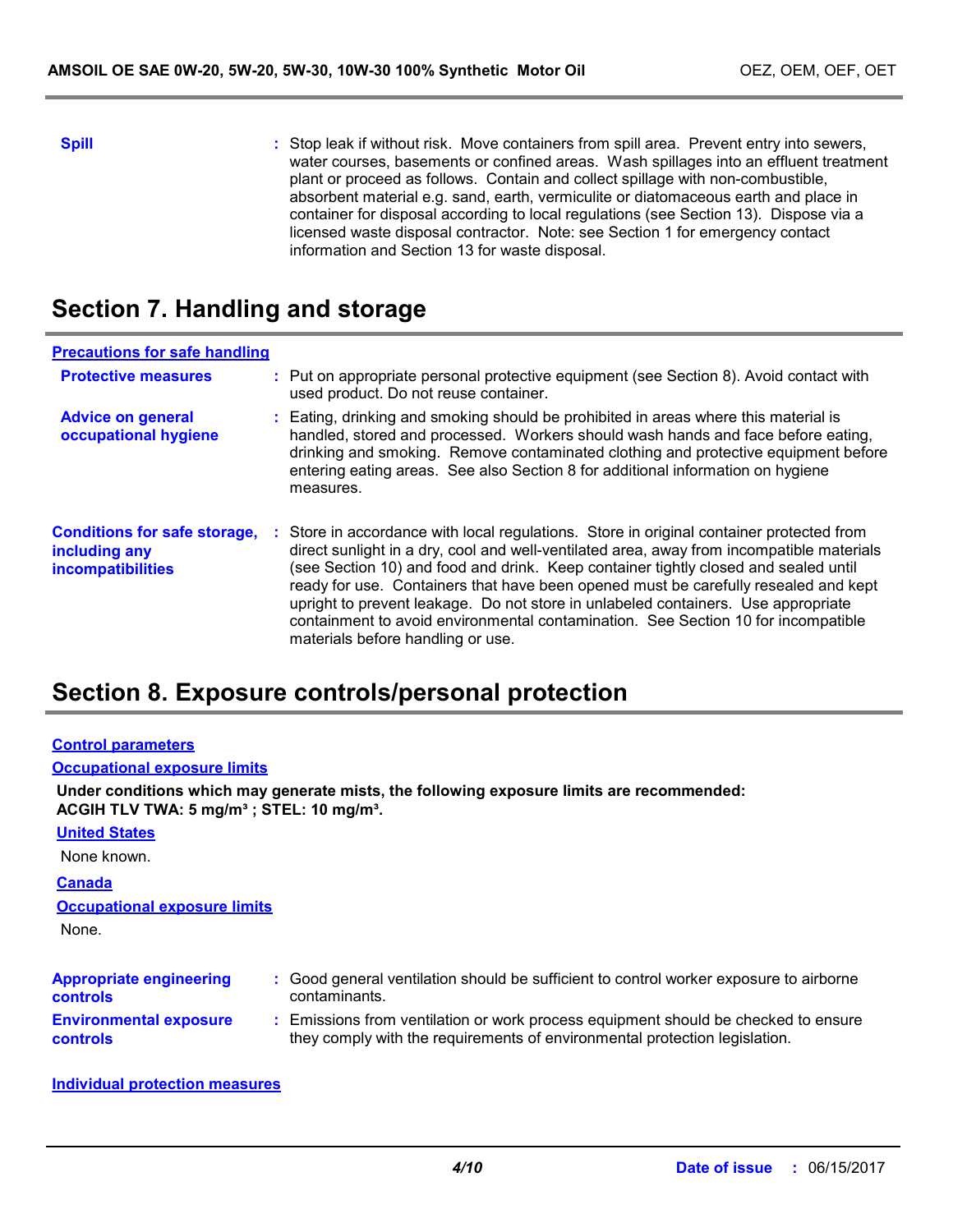**Spill** : Stop leak if without risk. Move containers from spill area. Prevent entry into sewers, water courses, basements or confined areas. Wash spillages into an effluent treatment plant or proceed as follows. Contain and collect spillage with non-combustible, absorbent material e.g. sand, earth, vermiculite or diatomaceous earth and place in container for disposal according to local regulations (see Section 13). Dispose via a licensed waste disposal contractor. Note: see Section 1 for emergency contact information and Section 13 for waste disposal.

## Section 7. Handling and storage

**Precautions for safe handling**

**Protective measures** : Put on appropriate personal protective equipment (see Section 8). Avoid contact with used product. Do not reuse container.

**Advice on general occupational hygiene** : Eating, drinking and smoking should be prohibited in areas where this material is handled, stored and processed. Workers should wash hands and face before eating, drinking and smoking. Remove contaminated clothing and protective equipment before entering eating areas. See also Section 8 for additional information on hygiene measures.

**Conditions for safe storage, including any incompatibilities** : Store in accordance with local regulations. Store in original container protected from direct sunlight in a dry, cool and well-ventilated area, away from incompatible materials (see Section 10) and food and drink. Keep container tightly closed and sealed until ready for use. Containers that have been opened must be carefully resealed and kept upright to prevent leakage. Do not store in unlabeled containers. Use appropriate containment to avoid environmental contamination. See Section 10 for incompatible materials before handling or use.

## Section 8. Exposure controls/personal protection

**Control parameters**

**Occupational exposure limits**

**Under conditions which may generate mists, the following exposure limits are recommended:**
**ACGIH TLV TWA: 5 mg/m³ ; STEL: 10 mg/m³.**

**United States**

None known.

**Canada**

**Occupational exposure limits**

None.

**Appropriate engineering controls** : Good general ventilation should be sufficient to control worker exposure to airborne contaminants.

**Environmental exposure controls** : Emissions from ventilation or work process equipment should be checked to ensure they comply with the requirements of environmental protection legislation.

**Individual protection measures**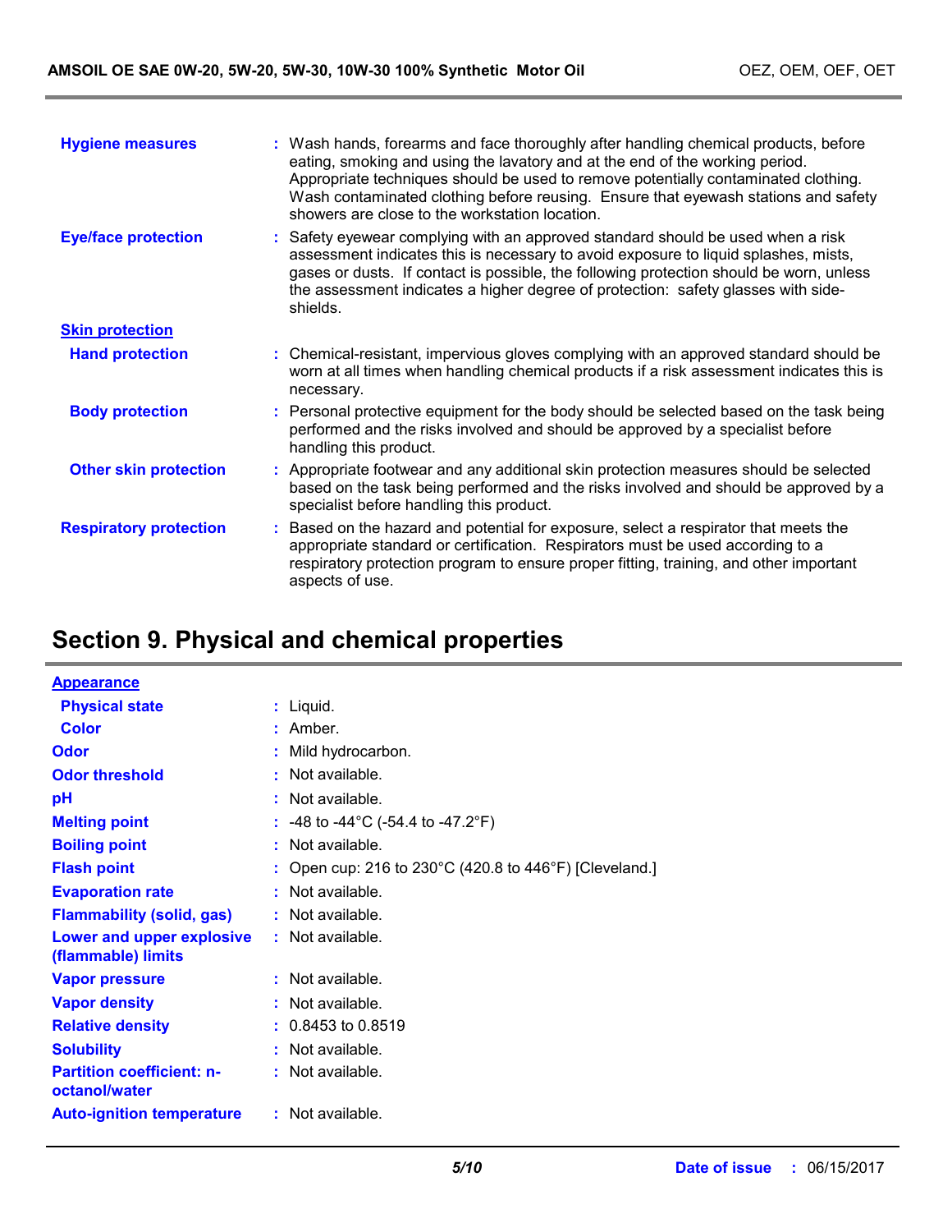| | | |
|---|---|---|
| **Hygiene measures** | : | Wash hands, forearms and face thoroughly after handling chemical products, before eating, smoking and using the lavatory and at the end of the working period. Appropriate techniques should be used to remove potentially contaminated clothing. Wash contaminated clothing before reusing. Ensure that eyewash stations and safety showers are close to the workstation location. |
| **Eye/face protection** | : | Safety eyewear complying with an approved standard should be used when a risk assessment indicates this is necessary to avoid exposure to liquid splashes, mists, gases or dusts. If contact is possible, the following protection should be worn, unless the assessment indicates a higher degree of protection: safety glasses with side-shields. |
| **Skin protection** | | |
| **Hand protection** | : | Chemical-resistant, impervious gloves complying with an approved standard should be worn at all times when handling chemical products if a risk assessment indicates this is necessary. |
| **Body protection** | : | Personal protective equipment for the body should be selected based on the task being performed and the risks involved and should be approved by a specialist before handling this product. |
| **Other skin protection** | : | Appropriate footwear and any additional skin protection measures should be selected based on the task being performed and the risks involved and should be approved by a specialist before handling this product. |
| **Respiratory protection** | : | Based on the hazard and potential for exposure, select a respirator that meets the appropriate standard or certification. Respirators must be used according to a respiratory protection program to ensure proper fitting, training, and other important aspects of use. |

## Section 9. Physical and chemical properties

| | | |
|---|---|---|
| **Appearance** | | |
| **Physical state** | : | Liquid. |
| **Color** | : | Amber. |
| **Odor** | : | Mild hydrocarbon. |
| **Odor threshold** | : | Not available. |
| **pH** | : | Not available. |
| **Melting point** | : | -48 to -44°C (-54.4 to -47.2°F) |
| **Boiling point** | : | Not available. |
| **Flash point** | : | Open cup: 216 to 230°C (420.8 to 446°F) [Cleveland.] |
| **Evaporation rate** | : | Not available. |
| **Flammability (solid, gas)** | : | Not available. |
| **Lower and upper explosive (flammable) limits** | : | Not available. |
| **Vapor pressure** | : | Not available. |
| **Vapor density** | : | Not available. |
| **Relative density** | : | 0.8453 to 0.8519 |
| **Solubility** | : | Not available. |
| **Partition coefficient: n-octanol/water** | : | Not available. |
| **Auto-ignition temperature** | : | Not available. |

**Date of issue** : 06/15/2017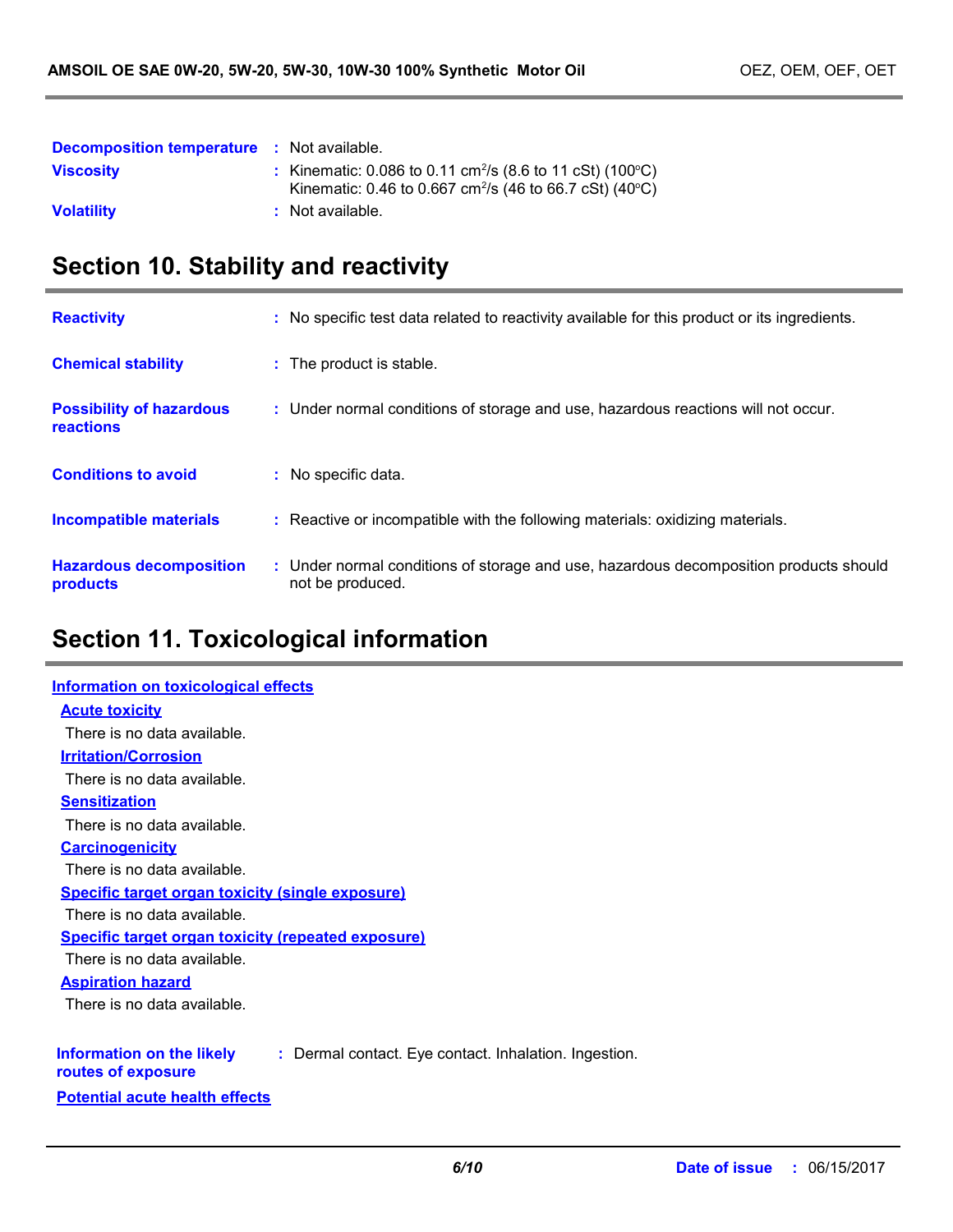| | | |
|---|---|---|
| **Decomposition temperature** | : | Not available. |
| **Viscosity** | : | Kinematic: 0.086 to 0.11 $cm^2/s$ (8.6 to 11 cSt) (100°C)<br>Kinematic: 0.46 to 0.667 $cm^2/s$ (46 to 66.7 cSt) (40°C) |
| **Volatility** | : | Not available. |

## Section 10. Stability and reactivity

| | | |
|---|---|---|
| **Reactivity** | : | No specific test data related to reactivity available for this product or its ingredients. |
| **Chemical stability** | : | The product is stable. |
| **Possibility of hazardous reactions** | : | Under normal conditions of storage and use, hazardous reactions will not occur. |
| **Conditions to avoid** | : | No specific data. |
| **Incompatible materials** | : | Reactive or incompatible with the following materials: oxidizing materials. |
| **Hazardous decomposition products** | : | Under normal conditions of storage and use, hazardous decomposition products should not be produced. |

## Section 11. Toxicological information

**Information on toxicological effects**

**Acute toxicity**

There is no data available.

**Irritation/Corrosion**

There is no data available.

**Sensitization**

There is no data available.

**Carcinogenicity**

There is no data available.

**Specific target organ toxicity (single exposure)**

There is no data available.

**Specific target organ toxicity (repeated exposure)**

There is no data available.

**Aspiration hazard**

There is no data available.

**Information on the likely routes of exposure** : Dermal contact. Eye contact. Inhalation. Ingestion.

**Potential acute health effects**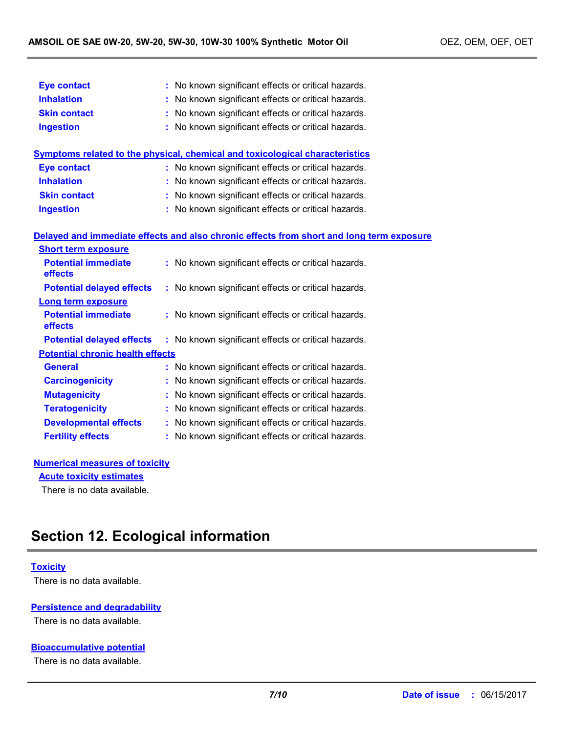| | | |
|---|---|---|
| **Eye contact** | : | No known significant effects or critical hazards. |
| **Inhalation** | : | No known significant effects or critical hazards. |
| **Skin contact** | : | No known significant effects or critical hazards. |
| **Ingestion** | : | No known significant effects or critical hazards. |

**Symptoms related to the physical, chemical and toxicological characteristics**

| | | |
|---|---|---|
| **Eye contact** | : | No known significant effects or critical hazards. |
| **Inhalation** | : | No known significant effects or critical hazards. |
| **Skin contact** | : | No known significant effects or critical hazards. |
| **Ingestion** | : | No known significant effects or critical hazards. |

**Delayed and immediate effects and also chronic effects from short and long term exposure**

**Short term exposure**

| | | |
|---|---|---|
| **Potential immediate effects** | : | No known significant effects or critical hazards. |
| **Potential delayed effects** | : | No known significant effects or critical hazards. |

**Long term exposure**

| | | |
|---|---|---|
| **Potential immediate effects** | : | No known significant effects or critical hazards. |
| **Potential delayed effects** | : | No known significant effects or critical hazards. |

**Potential chronic health effects**

| | | |
|---|---|---|
| **General** | : | No known significant effects or critical hazards. |
| **Carcinogenicity** | : | No known significant effects or critical hazards. |
| **Mutagenicity** | : | No known significant effects or critical hazards. |
| **Teratogenicity** | : | No known significant effects or critical hazards. |
| **Developmental effects** | : | No known significant effects or critical hazards. |
| **Fertility effects** | : | No known significant effects or critical hazards. |

**Numerical measures of toxicity**

**Acute toxicity estimates**

There is no data available.

## Section 12. Ecological information

**Toxicity**

There is no data available.

**Persistence and degradability**

There is no data available.

**Bioaccumulative potential**

There is no data available.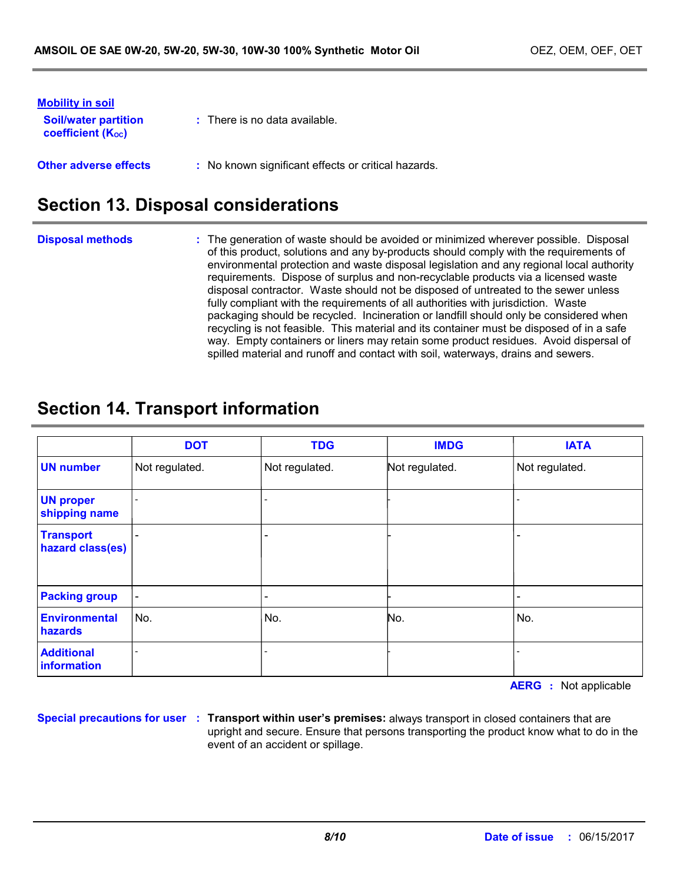**Mobility in soil**

**Soil/water partition coefficient ($K_{OC}$)** : There is no data available.

**Other adverse effects** : No known significant effects or critical hazards.

## Section 13. Disposal considerations

**Disposal methods** : The generation of waste should be avoided or minimized wherever possible. Disposal of this product, solutions and any by-products should comply with the requirements of environmental protection and waste disposal legislation and any regional local authority requirements. Dispose of surplus and non-recyclable products via a licensed waste disposal contractor. Waste should not be disposed of untreated to the sewer unless fully compliant with the requirements of all authorities with jurisdiction. Waste packaging should be recycled. Incineration or landfill should only be considered when recycling is not feasible. This material and its container must be disposed of in a safe way. Empty containers or liners may retain some product residues. Avoid dispersal of spilled material and runoff and contact with soil, waterways, drains and sewers.

## Section 14. Transport information

| | DOT | TDG | IMDG | IATA |
|---|---|---|---|---|
| **UN number** | Not regulated. | Not regulated. | Not regulated. | Not regulated. |
| **UN proper shipping name** | - | - | - | - |
| **Transport hazard class(es)** | - | - | - | - |
| **Packing group** | - | - | - | - |
| **Environmental hazards** | No. | No. | No. | No. |
| **Additional information** | - | - | - | - |

**AERG** : Not applicable

**Special precautions for user** : **Transport within user's premises:** always transport in closed containers that are upright and secure. Ensure that persons transporting the product know what to do in the event of an accident or spillage.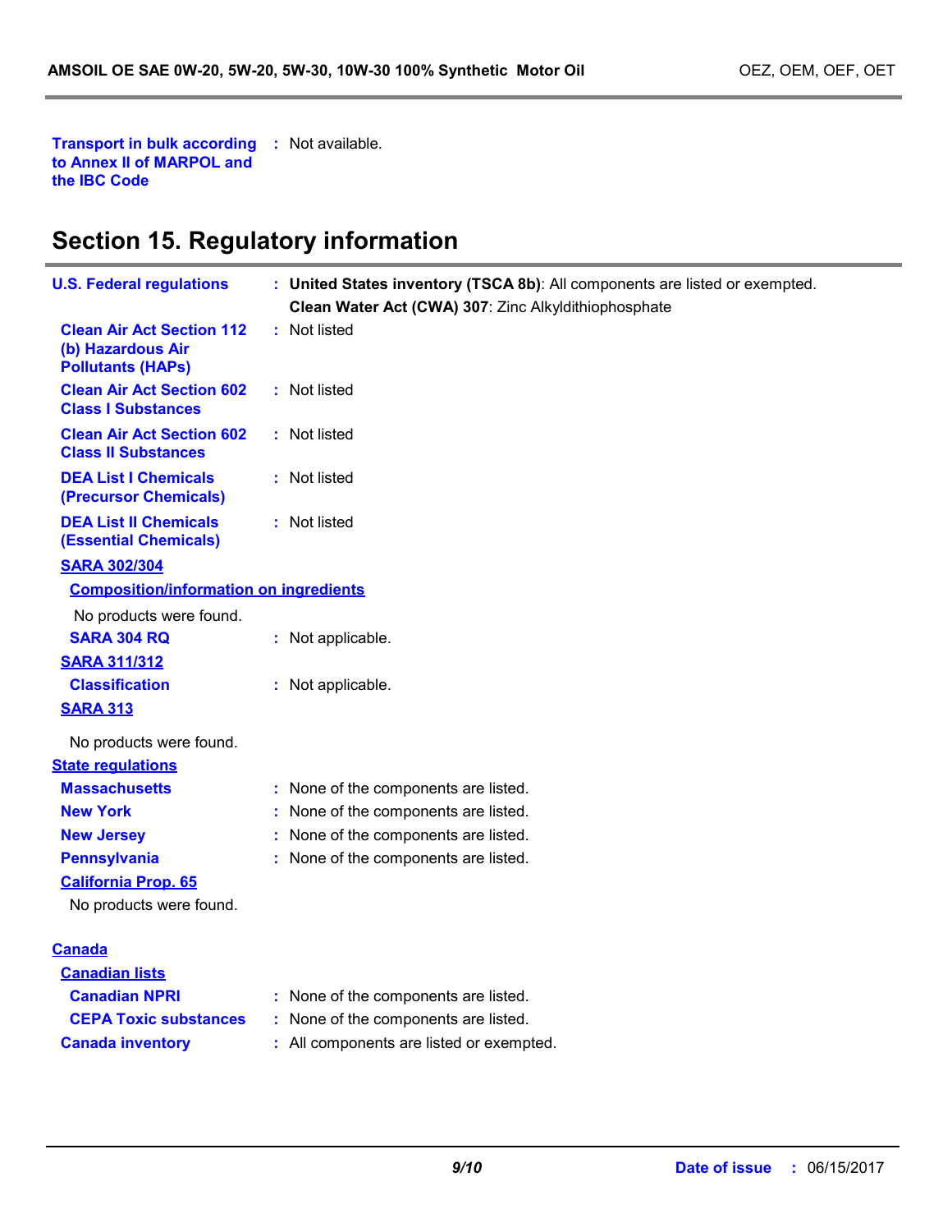**Transport in bulk according to Annex II of MARPOL and the IBC Code** : Not available.

## Section 15. Regulatory information

**U.S. Federal regulations** : **United States inventory (TSCA 8b)**: All components are listed or exempted.
**Clean Water Act (CWA) 307**: Zinc Alkyldithiophosphate

**Clean Air Act Section 112 (b) Hazardous Air Pollutants (HAPs)** : Not listed

**Clean Air Act Section 602 Class I Substances** : Not listed

**Clean Air Act Section 602 Class II Substances** : Not listed

**DEA List I Chemicals (Precursor Chemicals)** : Not listed

**DEA List II Chemicals (Essential Chemicals)** : Not listed

**SARA 302/304**

**Composition/information on ingredients**

No products were found.

**SARA 304 RQ** : Not applicable.

**SARA 311/312**

**Classification** : Not applicable.

**SARA 313**

No products were found.

**State regulations**

**Massachusetts** : None of the components are listed.

**New York** : None of the components are listed.

**New Jersey** : None of the components are listed.

**Pennsylvania** : None of the components are listed.

**California Prop. 65**

No products were found.

**Canada**

**Canadian lists**

**Canadian NPRI** : None of the components are listed.

**CEPA Toxic substances** : None of the components are listed.

**Canada inventory** : All components are listed or exempted.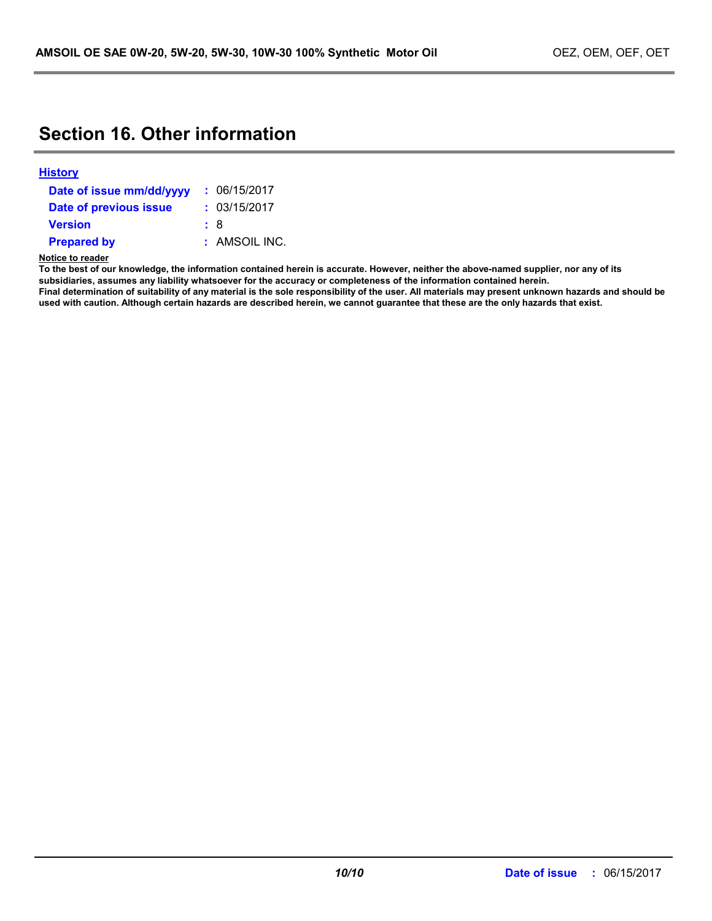## Section 16. Other information

**History**

| | |
|---|---|
| **Date of issue mm/dd/yyyy** | : 06/15/2017 |
| **Date of previous issue** | : 03/15/2017 |
| **Version** | : 8 |
| **Prepared by** | : AMSOIL INC. |

**Notice to reader**

**To the best of our knowledge, the information contained herein is accurate. However, neither the above-named supplier, nor any of its subsidiaries, assumes any liability whatsoever for the accuracy or completeness of the information contained herein.**
**Final determination of suitability of any material is the sole responsibility of the user. All materials may present unknown hazards and should be used with caution. Although certain hazards are described herein, we cannot guarantee that these are the only hazards that exist.**